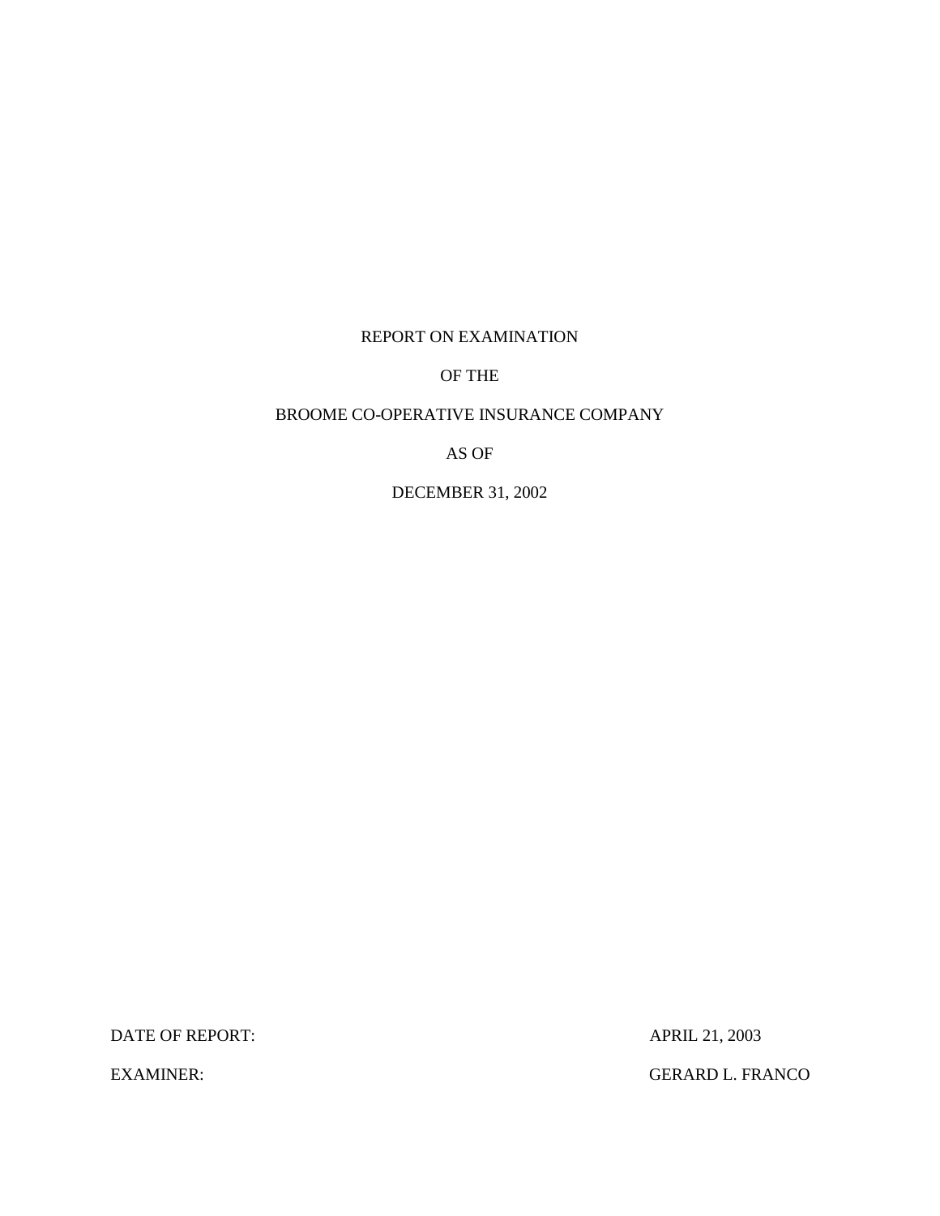# REPORT ON EXAMINATION

# OF THE

# BROOME CO-OPERATIVE INSURANCE COMPANY

# AS OF

# DECEMBER 31, 2002

| | |
|---|---|
| DATE OF REPORT: | APRIL 21, 2003 |
| EXAMINER: | GERARD L. FRANCO |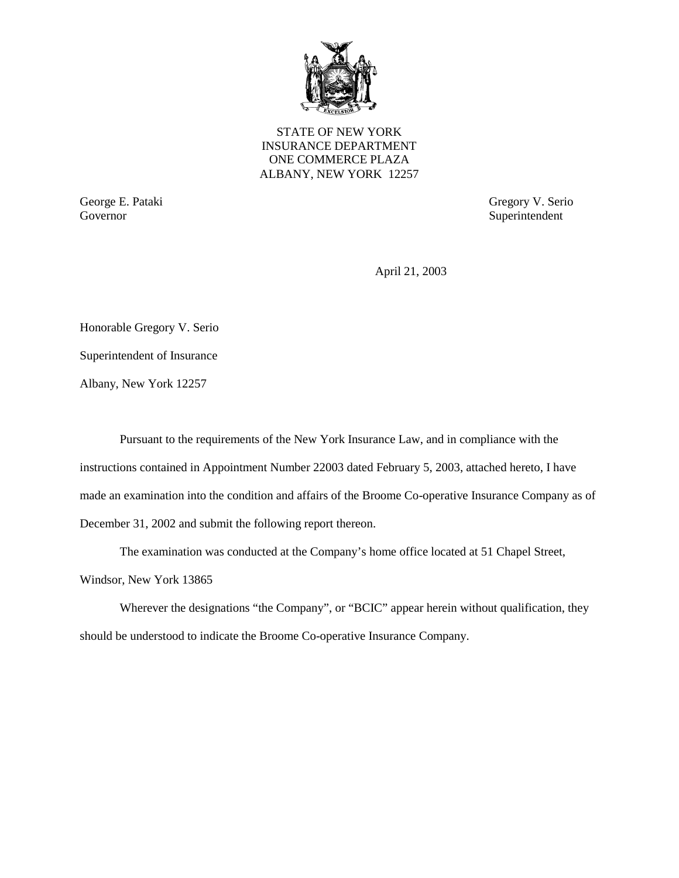STATE OF NEW YORK
INSURANCE DEPARTMENT
ONE COMMERCE PLAZA
ALBANY, NEW YORK 12257

George E. Pataki
Governor

Gregory V. Serio
Superintendent

April 21, 2003

Honorable Gregory V. Serio

Superintendent of Insurance

Albany, New York 12257

Pursuant to the requirements of the New York Insurance Law, and in compliance with the instructions contained in Appointment Number 22003 dated February 5, 2003, attached hereto, I have made an examination into the condition and affairs of the Broome Co-operative Insurance Company as of December 31, 2002 and submit the following report thereon.

The examination was conducted at the Company's home office located at 51 Chapel Street, Windsor, New York 13865

Wherever the designations "the Company", or "BCIC" appear herein without qualification, they should be understood to indicate the Broome Co-operative Insurance Company.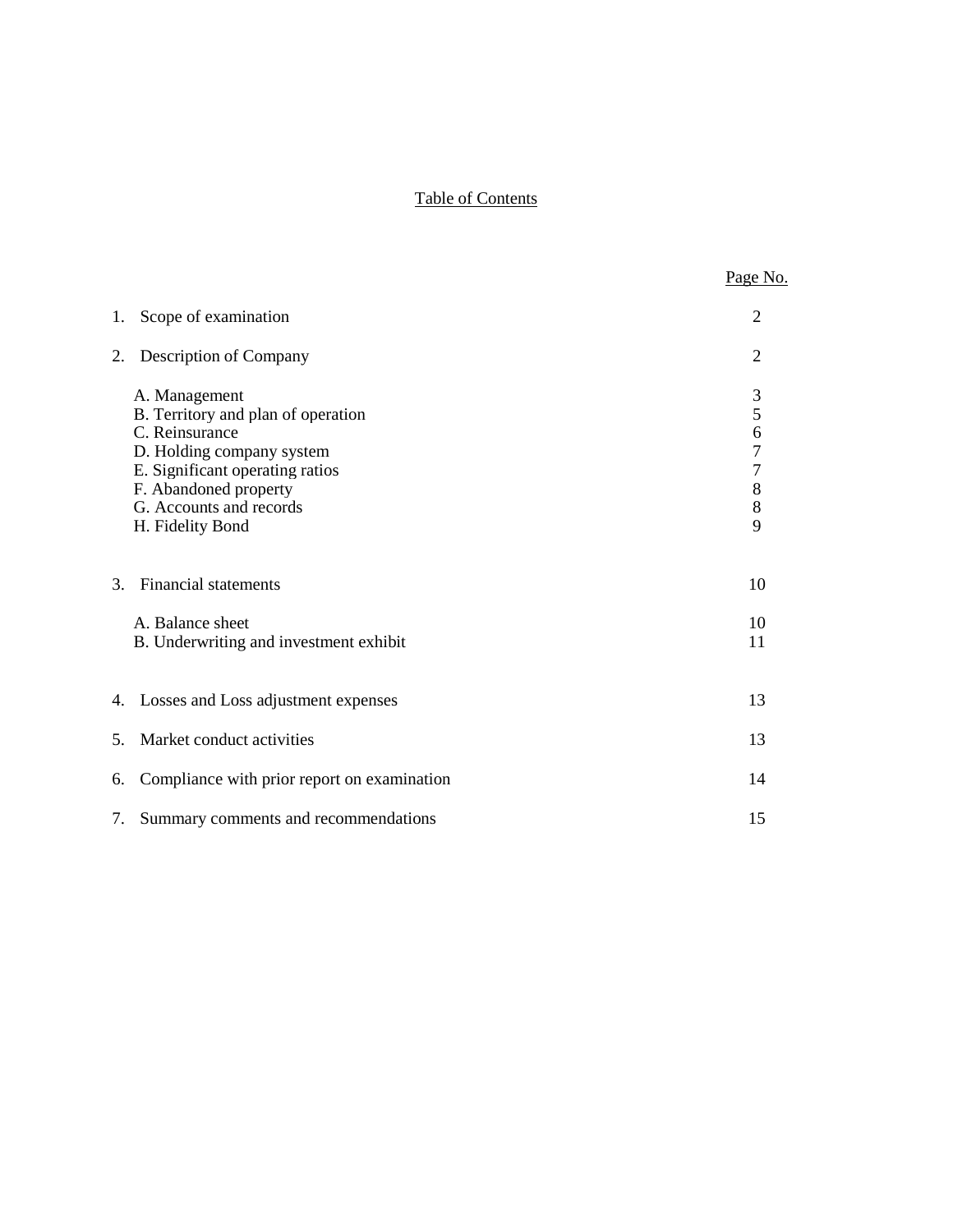# Table of Contents

| | Page No. |
|---|---|
| 1. Scope of examination | 2 |
| 2. Description of Company | 2 |
| A. Management | 3 |
| B. Territory and plan of operation | 5 |
| C. Reinsurance | 6 |
| D. Holding company system | 7 |
| E. Significant operating ratios | 7 |
| F. Abandoned property | 8 |
| G. Accounts and records | 8 |
| H. Fidelity Bond | 9 |
| 3. Financial statements | 10 |
| A. Balance sheet | 10 |
| B. Underwriting and investment exhibit | 11 |
| 4. Losses and Loss adjustment expenses | 13 |
| 5. Market conduct activities | 13 |
| 6. Compliance with prior report on examination | 14 |
| 7. Summary comments and recommendations | 15 |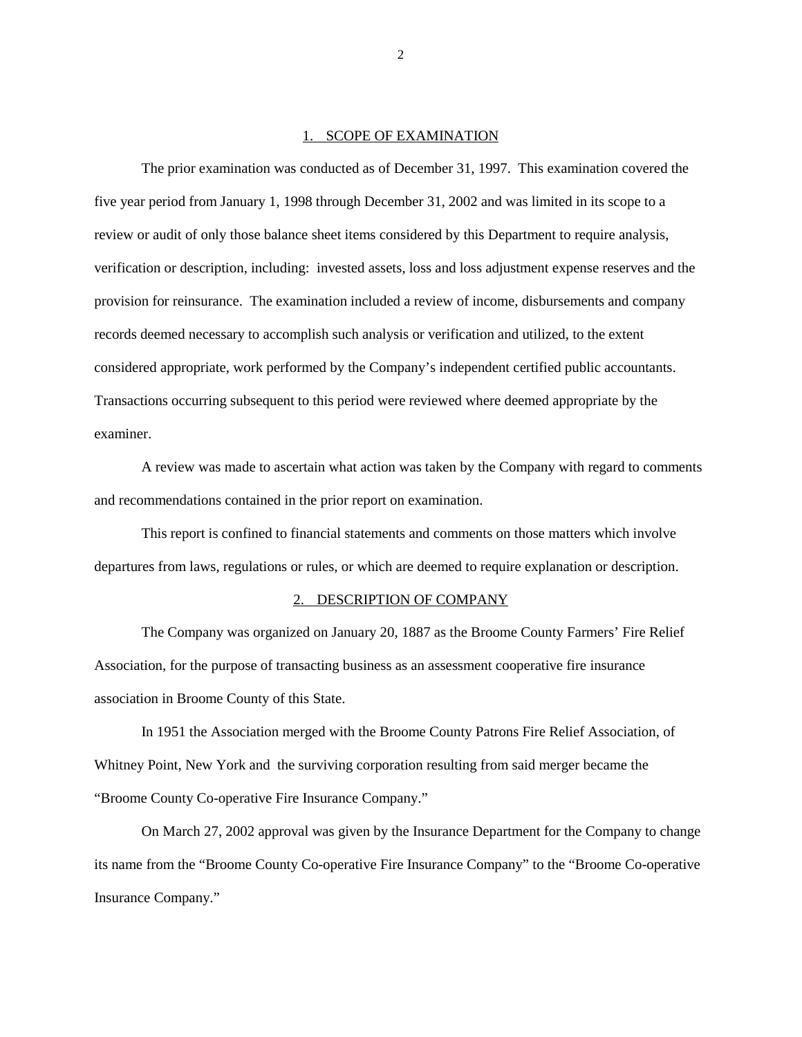## 1. SCOPE OF EXAMINATION

The prior examination was conducted as of December 31, 1997. This examination covered the five year period from January 1, 1998 through December 31, 2002 and was limited in its scope to a review or audit of only those balance sheet items considered by this Department to require analysis, verification or description, including: invested assets, loss and loss adjustment expense reserves and the provision for reinsurance. The examination included a review of income, disbursements and company records deemed necessary to accomplish such analysis or verification and utilized, to the extent considered appropriate, work performed by the Company's independent certified public accountants. Transactions occurring subsequent to this period were reviewed where deemed appropriate by the examiner.

A review was made to ascertain what action was taken by the Company with regard to comments and recommendations contained in the prior report on examination.

This report is confined to financial statements and comments on those matters which involve departures from laws, regulations or rules, or which are deemed to require explanation or description.

## 2. DESCRIPTION OF COMPANY

The Company was organized on January 20, 1887 as the Broome County Farmers' Fire Relief Association, for the purpose of transacting business as an assessment cooperative fire insurance association in Broome County of this State.

In 1951 the Association merged with the Broome County Patrons Fire Relief Association, of Whitney Point, New York and the surviving corporation resulting from said merger became the "Broome County Co-operative Fire Insurance Company."

On March 27, 2002 approval was given by the Insurance Department for the Company to change its name from the "Broome County Co-operative Fire Insurance Company" to the "Broome Co-operative Insurance Company."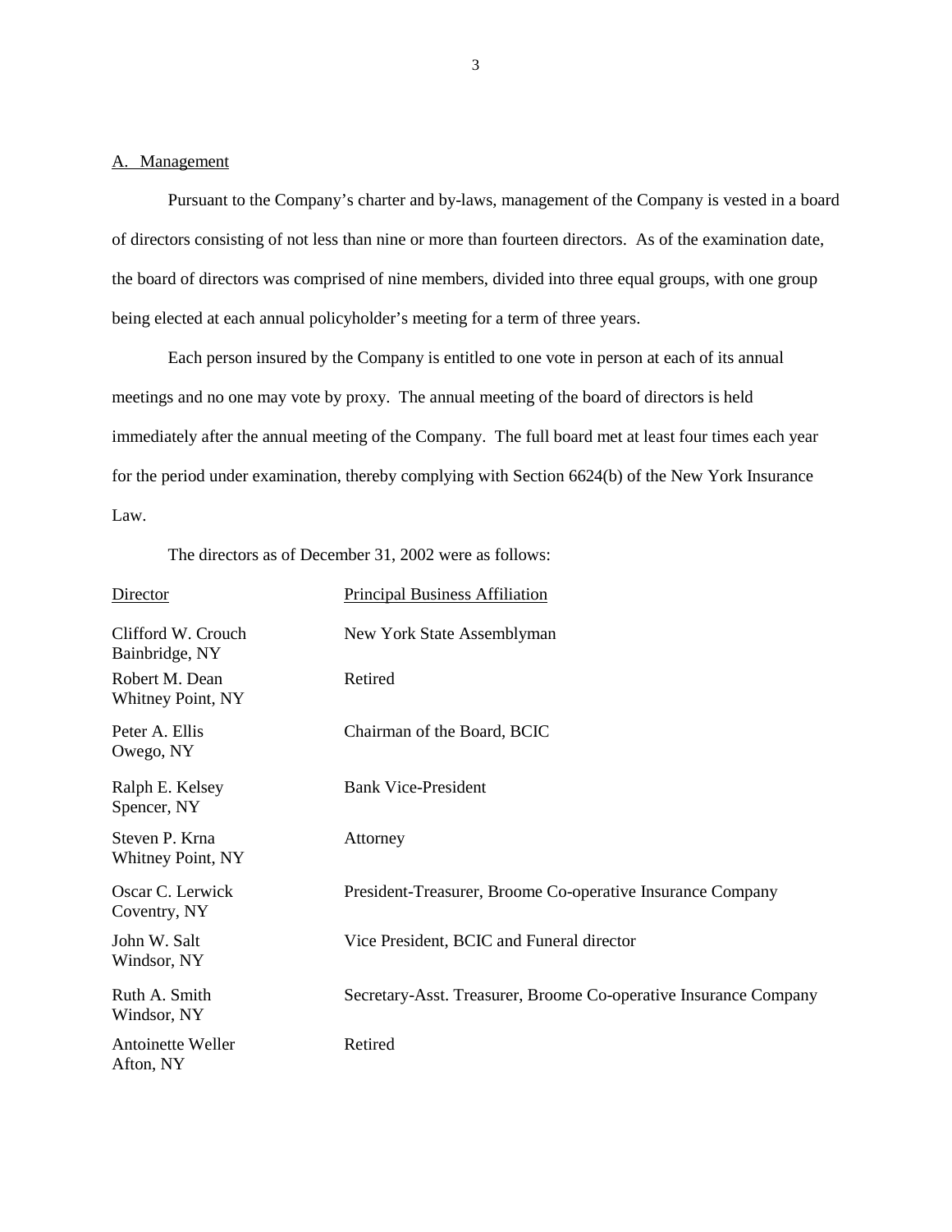## A. Management

Pursuant to the Company's charter and by-laws, management of the Company is vested in a board of directors consisting of not less than nine or more than fourteen directors. As of the examination date, the board of directors was comprised of nine members, divided into three equal groups, with one group being elected at each annual policyholder's meeting for a term of three years.

Each person insured by the Company is entitled to one vote in person at each of its annual meetings and no one may vote by proxy. The annual meeting of the board of directors is held immediately after the annual meeting of the Company. The full board met at least four times each year for the period under examination, thereby complying with Section 6624(b) of the New York Insurance Law.

The directors as of December 31, 2002 were as follows:

| Director | Principal Business Affiliation |
|---|---|
| Clifford W. Crouch<br>Bainbridge, NY | New York State Assemblyman |
| Robert M. Dean<br>Whitney Point, NY | Retired |
| Peter A. Ellis<br>Owego, NY | Chairman of the Board, BCIC |
| Ralph E. Kelsey<br>Spencer, NY | Bank Vice-President |
| Steven P. Krna<br>Whitney Point, NY | Attorney |
| Oscar C. Lerwick<br>Coventry, NY | President-Treasurer, Broome Co-operative Insurance Company |
| John W. Salt<br>Windsor, NY | Vice President, BCIC and Funeral director |
| Ruth A. Smith<br>Windsor, NY | Secretary-Asst. Treasurer, Broome Co-operative Insurance Company |
| Antoinette Weller<br>Afton, NY | Retired |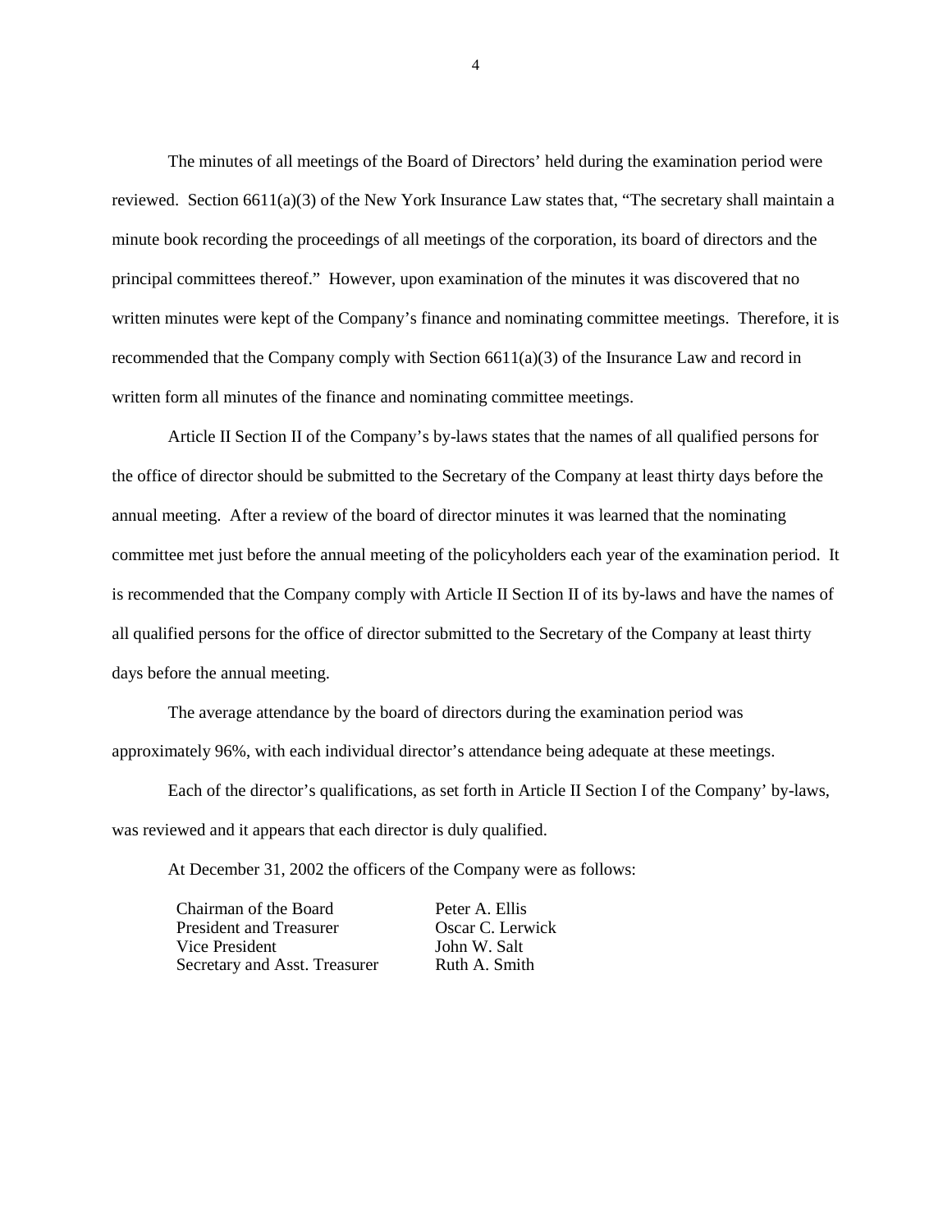The minutes of all meetings of the Board of Directors' held during the examination period were reviewed. Section 6611(a)(3) of the New York Insurance Law states that, "The secretary shall maintain a minute book recording the proceedings of all meetings of the corporation, its board of directors and the principal committees thereof." However, upon examination of the minutes it was discovered that no written minutes were kept of the Company's finance and nominating committee meetings. Therefore, it is recommended that the Company comply with Section 6611(a)(3) of the Insurance Law and record in written form all minutes of the finance and nominating committee meetings.

Article II Section II of the Company's by-laws states that the names of all qualified persons for the office of director should be submitted to the Secretary of the Company at least thirty days before the annual meeting. After a review of the board of director minutes it was learned that the nominating committee met just before the annual meeting of the policyholders each year of the examination period. It is recommended that the Company comply with Article II Section II of its by-laws and have the names of all qualified persons for the office of director submitted to the Secretary of the Company at least thirty days before the annual meeting.

The average attendance by the board of directors during the examination period was approximately 96%, with each individual director's attendance being adequate at these meetings.

Each of the director's qualifications, as set forth in Article II Section I of the Company' by-laws, was reviewed and it appears that each director is duly qualified.

At December 31, 2002 the officers of the Company were as follows:

| | |
|---|---|
| Chairman of the Board | Peter A. Ellis |
| President and Treasurer | Oscar C. Lerwick |
| Vice President | John W. Salt |
| Secretary and Asst. Treasurer | Ruth A. Smith |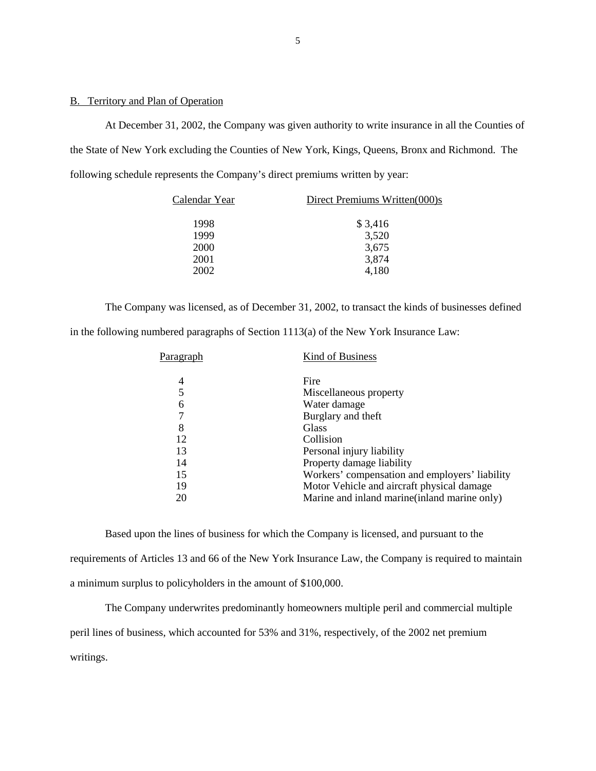## B. Territory and Plan of Operation

At December 31, 2002, the Company was given authority to write insurance in all the Counties of the State of New York excluding the Counties of New York, Kings, Queens, Bronx and Richmond. The following schedule represents the Company's direct premiums written by year:

| Calendar Year | Direct Premiums Written(000)s |
|---|---|
| 1998 | $ 3,416 |
| 1999 | 3,520 |
| 2000 | 3,675 |
| 2001 | 3,874 |
| 2002 | 4,180 |

The Company was licensed, as of December 31, 2002, to transact the kinds of businesses defined in the following numbered paragraphs of Section 1113(a) of the New York Insurance Law:

| Paragraph | Kind of Business |
|---|---|
| 4 | Fire |
| 5 | Miscellaneous property |
| 6 | Water damage |
| 7 | Burglary and theft |
| 8 | Glass |
| 12 | Collision |
| 13 | Personal injury liability |
| 14 | Property damage liability |
| 15 | Workers' compensation and employers' liability |
| 19 | Motor Vehicle and aircraft physical damage |
| 20 | Marine and inland marine(inland marine only) |

Based upon the lines of business for which the Company is licensed, and pursuant to the requirements of Articles 13 and 66 of the New York Insurance Law, the Company is required to maintain a minimum surplus to policyholders in the amount of $100,000.

The Company underwrites predominantly homeowners multiple peril and commercial multiple peril lines of business, which accounted for 53% and 31%, respectively, of the 2002 net premium writings.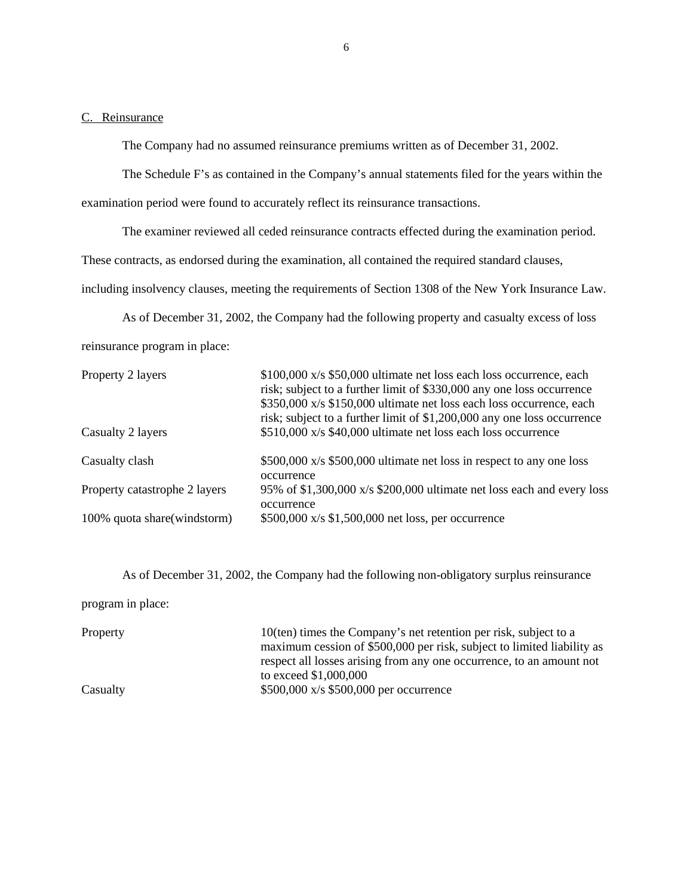## C. Reinsurance

The Company had no assumed reinsurance premiums written as of December 31, 2002.

The Schedule F's as contained in the Company's annual statements filed for the years within the examination period were found to accurately reflect its reinsurance transactions.

The examiner reviewed all ceded reinsurance contracts effected during the examination period. These contracts, as endorsed during the examination, all contained the required standard clauses, including insolvency clauses, meeting the requirements of Section 1308 of the New York Insurance Law.

As of December 31, 2002, the Company had the following property and casualty excess of loss reinsurance program in place:

| | |
|---|---|
| Property 2 layers | \$100,000 x/s \$50,000 ultimate net loss each loss occurrence, each risk; subject to a further limit of \$330,000 any one loss occurrence<br>\$350,000 x/s \$150,000 ultimate net loss each loss occurrence, each risk; subject to a further limit of \$1,200,000 any one loss occurrence |
| Casualty 2 layers | \$510,000 x/s \$40,000 ultimate net loss each loss occurrence |
| Casualty clash | \$500,000 x/s \$500,000 ultimate net loss in respect to any one loss occurrence |
| Property catastrophe 2 layers | 95% of \$1,300,000 x/s \$200,000 ultimate net loss each and every loss occurrence |
| 100% quota share(windstorm) | \$500,000 x/s \$1,500,000 net loss, per occurrence |

As of December 31, 2002, the Company had the following non-obligatory surplus reinsurance program in place:

| | |
|---|---|
| Property | 10(ten) times the Company's net retention per risk, subject to a maximum cession of \$500,000 per risk, subject to limited liability as respect all losses arising from any one occurrence, to an amount not to exceed \$1,000,000 |
| Casualty | \$500,000 x/s \$500,000 per occurrence |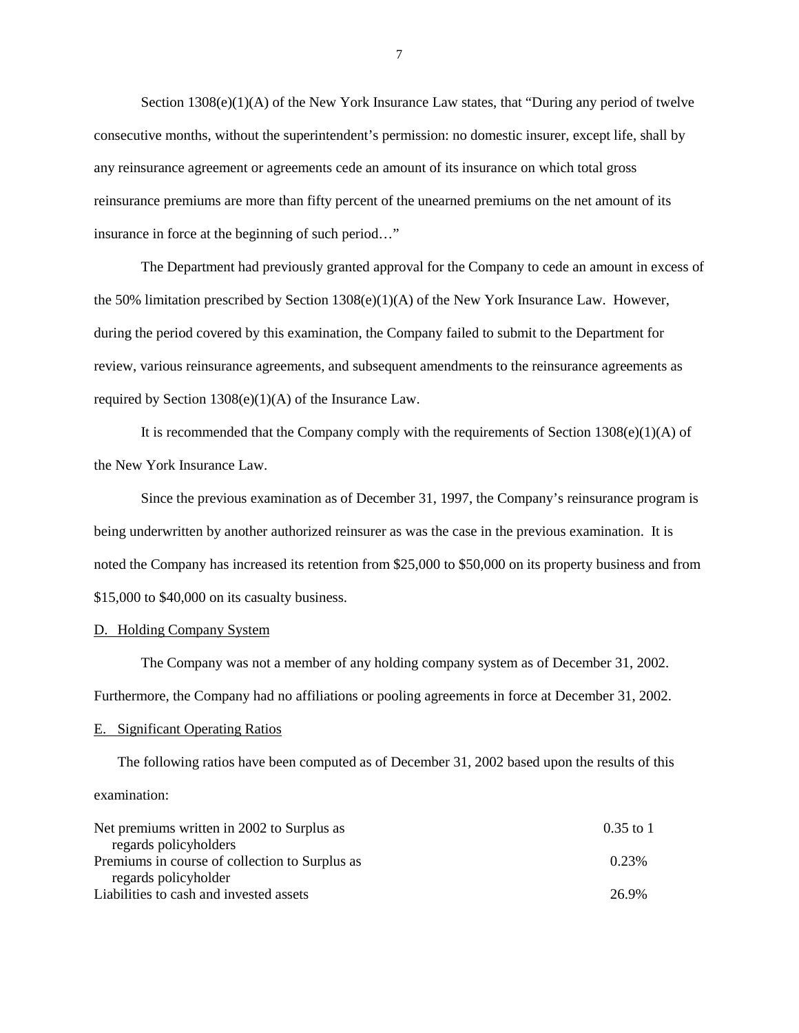Section 1308(e)(1)(A) of the New York Insurance Law states, that "During any period of twelve consecutive months, without the superintendent's permission: no domestic insurer, except life, shall by any reinsurance agreement or agreements cede an amount of its insurance on which total gross reinsurance premiums are more than fifty percent of the unearned premiums on the net amount of its insurance in force at the beginning of such period…"

The Department had previously granted approval for the Company to cede an amount in excess of the 50% limitation prescribed by Section 1308(e)(1)(A) of the New York Insurance Law. However, during the period covered by this examination, the Company failed to submit to the Department for review, various reinsurance agreements, and subsequent amendments to the reinsurance agreements as required by Section 1308(e)(1)(A) of the Insurance Law.

It is recommended that the Company comply with the requirements of Section 1308(e)(1)(A) of the New York Insurance Law.

Since the previous examination as of December 31, 1997, the Company's reinsurance program is being underwritten by another authorized reinsurer as was the case in the previous examination. It is noted the Company has increased its retention from $25,000 to $50,000 on its property business and from $15,000 to $40,000 on its casualty business.

## D. Holding Company System

The Company was not a member of any holding company system as of December 31, 2002. Furthermore, the Company had no affiliations or pooling agreements in force at December 31, 2002.

## E. Significant Operating Ratios

The following ratios have been computed as of December 31, 2002 based upon the results of this examination:

| | |
|---|---|
| Net premiums written in 2002 to Surplus as regards policyholders | 0.35 to 1 |
| Premiums in course of collection to Surplus as regards policyholder | 0.23% |
| Liabilities to cash and invested assets | 26.9% |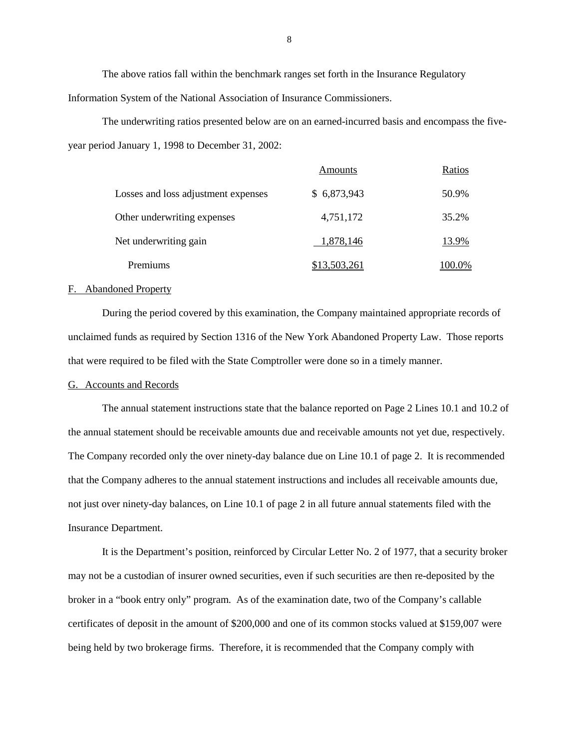The above ratios fall within the benchmark ranges set forth in the Insurance Regulatory Information System of the National Association of Insurance Commissioners.

The underwriting ratios presented below are on an earned-incurred basis and encompass the five-year period January 1, 1998 to December 31, 2002:

| | Amounts | Ratios |
|---|---|---|
| Losses and loss adjustment expenses | $ 6,873,943 | 50.9% |
| Other underwriting expenses | 4,751,172 | 35.2% |
| Net underwriting gain | 1,878,146 | 13.9% |
| Premiums | $13,503,261 | 100.0% |

## F. Abandoned Property

During the period covered by this examination, the Company maintained appropriate records of unclaimed funds as required by Section 1316 of the New York Abandoned Property Law. Those reports that were required to be filed with the State Comptroller were done so in a timely manner.

## G. Accounts and Records

The annual statement instructions state that the balance reported on Page 2 Lines 10.1 and 10.2 of the annual statement should be receivable amounts due and receivable amounts not yet due, respectively. The Company recorded only the over ninety-day balance due on Line 10.1 of page 2. It is recommended that the Company adheres to the annual statement instructions and includes all receivable amounts due, not just over ninety-day balances, on Line 10.1 of page 2 in all future annual statements filed with the Insurance Department.

It is the Department's position, reinforced by Circular Letter No. 2 of 1977, that a security broker may not be a custodian of insurer owned securities, even if such securities are then re-deposited by the broker in a "book entry only" program. As of the examination date, two of the Company's callable certificates of deposit in the amount of $200,000 and one of its common stocks valued at $159,007 were being held by two brokerage firms. Therefore, it is recommended that the Company comply with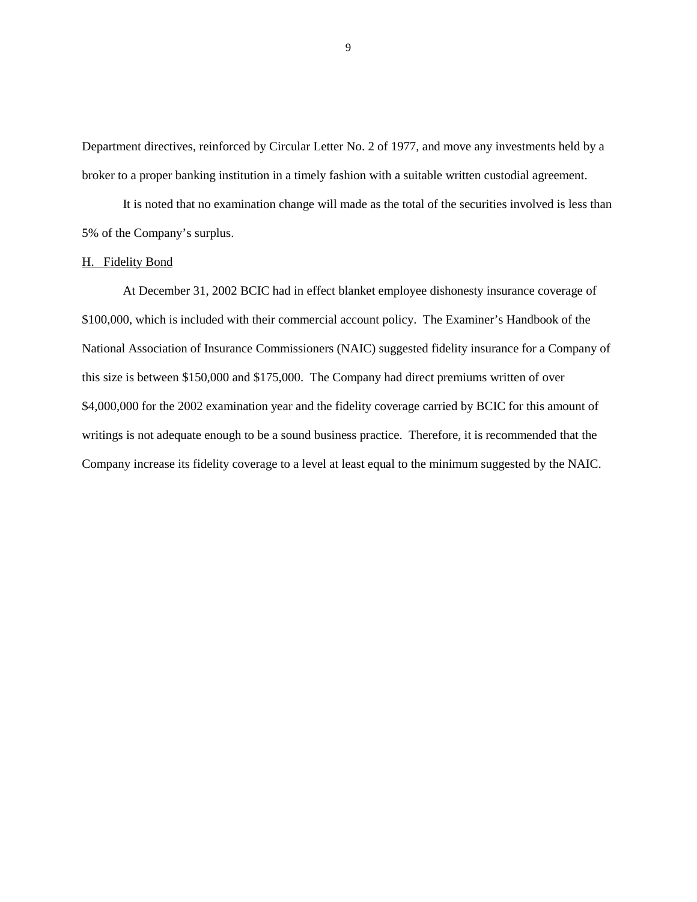Department directives, reinforced by Circular Letter No. 2 of 1977, and move any investments held by a broker to a proper banking institution in a timely fashion with a suitable written custodial agreement.

It is noted that no examination change will made as the total of the securities involved is less than 5% of the Company's surplus.

H. Fidelity Bond

At December 31, 2002 BCIC had in effect blanket employee dishonesty insurance coverage of $100,000, which is included with their commercial account policy. The Examiner's Handbook of the National Association of Insurance Commissioners (NAIC) suggested fidelity insurance for a Company of this size is between $150,000 and $175,000. The Company had direct premiums written of over $4,000,000 for the 2002 examination year and the fidelity coverage carried by BCIC for this amount of writings is not adequate enough to be a sound business practice. Therefore, it is recommended that the Company increase its fidelity coverage to a level at least equal to the minimum suggested by the NAIC.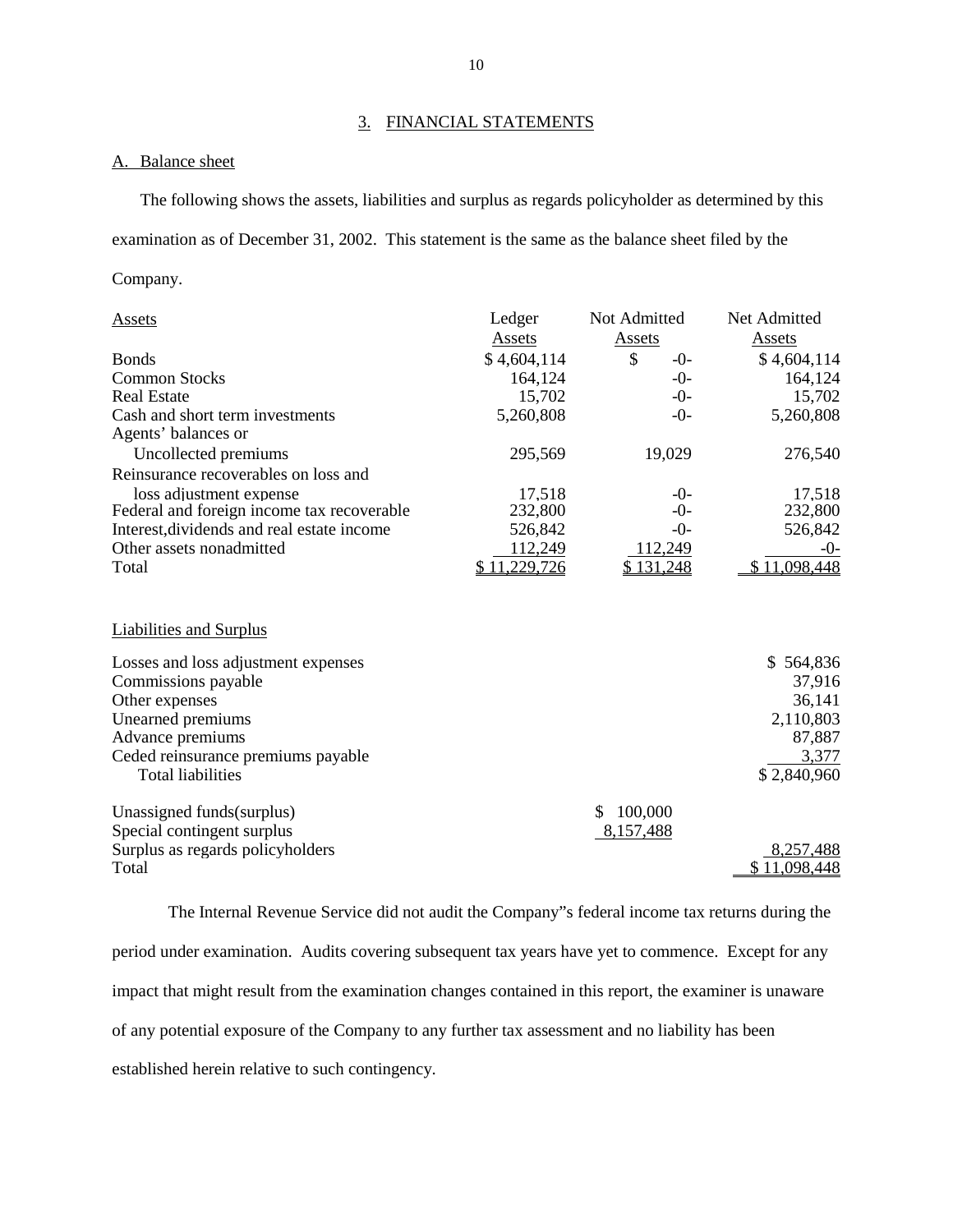## 3. FINANCIAL STATEMENTS

### A. Balance sheet

The following shows the assets, liabilities and surplus as regards policyholder as determined by this examination as of December 31, 2002. This statement is the same as the balance sheet filed by the Company.

| Assets | Ledger Assets | Not Admitted Assets | Net Admitted Assets |
|---|---|---|---|
| Bonds | $ 4,604,114 | $ -0- | $ 4,604,114 |
| Common Stocks | 164,124 | -0- | 164,124 |
| Real Estate | 15,702 | -0- | 15,702 |
| Cash and short term investments | 5,260,808 | -0- | 5,260,808 |
| Agents' balances or Uncollected premiums | 295,569 | 19,029 | 276,540 |
| Reinsurance recoverables on loss and loss adjustment expense | 17,518 | -0- | 17,518 |
| Federal and foreign income tax recoverable | 232,800 | -0- | 232,800 |
| Interest,dividends and real estate income | 526,842 | -0- | 526,842 |
| Other assets nonadmitted | 112,249 | 112,249 | -0- |
| Total | $ 11,229,726 | $ 131,248 | $ 11,098,448 |

| Liabilities and Surplus | | |
|---|---|---|
| Losses and loss adjustment expenses | | $ 564,836 |
| Commissions payable | | 37,916 |
| Other expenses | | 36,141 |
| Unearned premiums | | 2,110,803 |
| Advance premiums | | 87,887 |
| Ceded reinsurance premiums payable | | 3,377 |
| Total liabilities | | $ 2,840,960 |
| Unassigned funds(surplus) | $ 100,000 | |
| Special contingent surplus | 8,157,488 | |
| Surplus as regards policyholders | | 8,257,488 |
| Total | | $ 11,098,448 |

The Internal Revenue Service did not audit the Company"s federal income tax returns during the period under examination. Audits covering subsequent tax years have yet to commence. Except for any impact that might result from the examination changes contained in this report, the examiner is unaware of any potential exposure of the Company to any further tax assessment and no liability has been established herein relative to such contingency.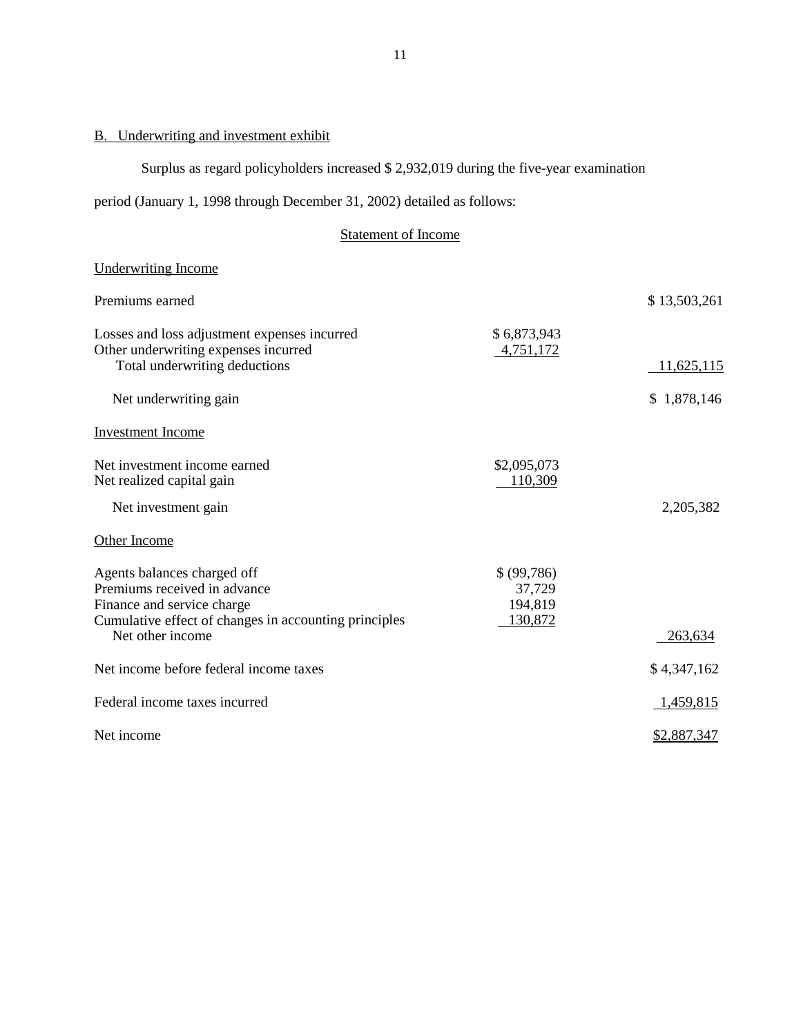## B. Underwriting and investment exhibit

Surplus as regard policyholders increased $ 2,932,019 during the five-year examination period (January 1, 1998 through December 31, 2002) detailed as follows:

### Statement of Income

| | | |
|---|---|---|
| **Underwriting Income** | | |
| Premiums earned | | $ 13,503,261 |
| Losses and loss adjustment expenses incurred | $ 6,873,943 | |
| Other underwriting expenses incurred | 4,751,172 | |
| Total underwriting deductions | | 11,625,115 |
| Net underwriting gain | | $ 1,878,146 |
| **Investment Income** | | |
| Net investment income earned | $2,095,073 | |
| Net realized capital gain | 110,309 | |
| Net investment gain | | 2,205,382 |
| **Other Income** | | |
| Agents balances charged off | $ (99,786) | |
| Premiums received in advance | 37,729 | |
| Finance and service charge | 194,819 | |
| Cumulative effect of changes in accounting principles | 130,872 | |
| Net other income | | 263,634 |
| Net income before federal income taxes | | $ 4,347,162 |
| Federal income taxes incurred | | 1,459,815 |
| Net income | | $2,887,347 |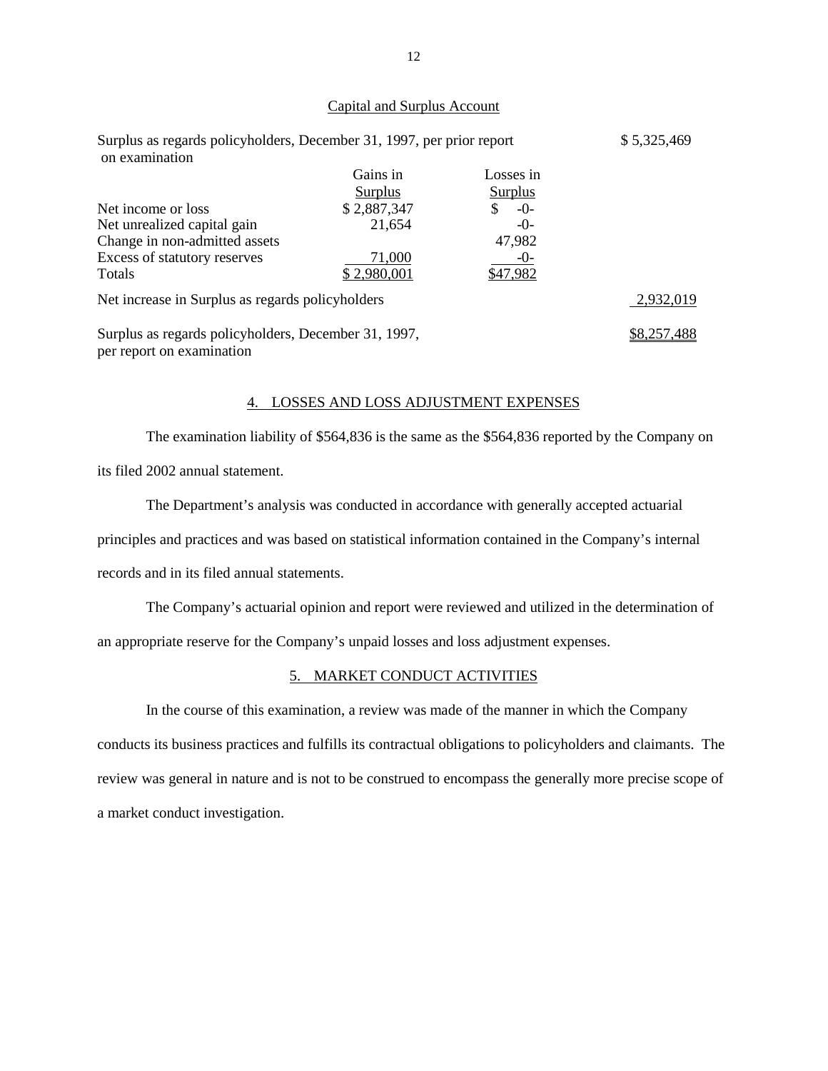## Capital and Surplus Account

| | Gains in Surplus | Losses in Surplus | |
|---|---|---|---|
| Surplus as regards policyholders, December 31, 1997, per prior report on examination | | | $ 5,325,469 |
| Net income or loss | $ 2,887,347 | $ -0- | |
| Net unrealized capital gain | 21,654 | -0- | |
| Change in non-admitted assets | | 47,982 | |
| Excess of statutory reserves | 71,000 | -0- | |
| Totals | $ 2,980,001 | $47,982 | |
| Net increase in Surplus as regards policyholders | | | 2,932,019 |
| Surplus as regards policyholders, December 31, 1997, per report on examination | | | $8,257,488 |

## 4. LOSSES AND LOSS ADJUSTMENT EXPENSES

The examination liability of $564,836 is the same as the $564,836 reported by the Company on its filed 2002 annual statement.

The Department's analysis was conducted in accordance with generally accepted actuarial principles and practices and was based on statistical information contained in the Company's internal records and in its filed annual statements.

The Company's actuarial opinion and report were reviewed and utilized in the determination of an appropriate reserve for the Company's unpaid losses and loss adjustment expenses.

## 5. MARKET CONDUCT ACTIVITIES

In the course of this examination, a review was made of the manner in which the Company conducts its business practices and fulfills its contractual obligations to policyholders and claimants. The review was general in nature and is not to be construed to encompass the generally more precise scope of a market conduct investigation.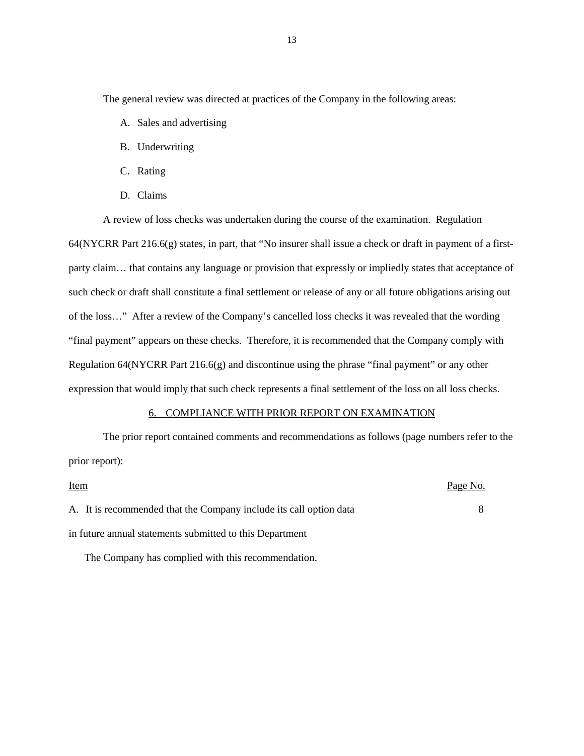The general review was directed at practices of the Company in the following areas:

A. Sales and advertising

B. Underwriting

C. Rating

D. Claims

A review of loss checks was undertaken during the course of the examination. Regulation 64(NYCRR Part 216.6(g) states, in part, that "No insurer shall issue a check or draft in payment of a first-party claim… that contains any language or provision that expressly or impliedly states that acceptance of such check or draft shall constitute a final settlement or release of any or all future obligations arising out of the loss…" After a review of the Company's cancelled loss checks it was revealed that the wording "final payment" appears on these checks. Therefore, it is recommended that the Company comply with Regulation 64(NYCRR Part 216.6(g) and discontinue using the phrase "final payment" or any other expression that would imply that such check represents a final settlement of the loss on all loss checks.

## 6. COMPLIANCE WITH PRIOR REPORT ON EXAMINATION

The prior report contained comments and recommendations as follows (page numbers refer to the prior report):

| Item | Page No. |
|---|---|
| A. It is recommended that the Company include its call option data in future annual statements submitted to this Department | 8 |

The Company has complied with this recommendation.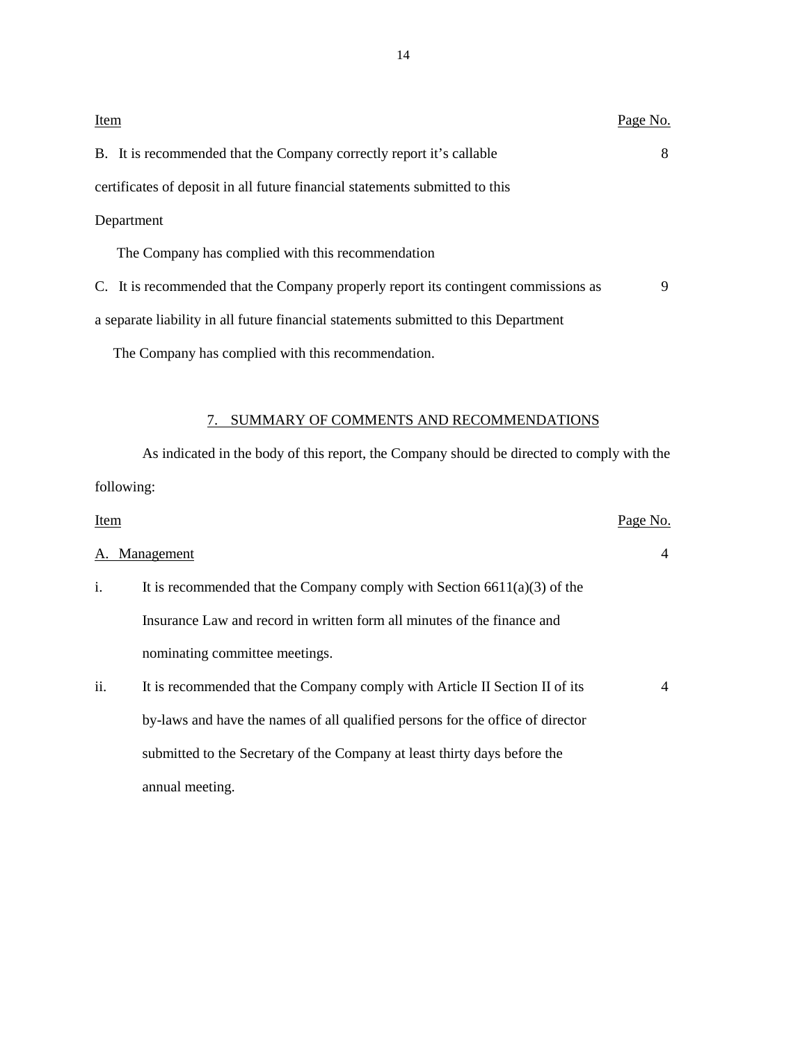| Item | Page No. |
|---|---|
| B. It is recommended that the Company correctly report it's callable certificates of deposit in all future financial statements submitted to this Department | 8 |
| The Company has complied with this recommendation | |
| C. It is recommended that the Company properly report its contingent commissions as a separate liability in all future financial statements submitted to this Department | 9 |
| The Company has complied with this recommendation. | |

## 7. SUMMARY OF COMMENTS AND RECOMMENDATIONS

As indicated in the body of this report, the Company should be directed to comply with the following:

| Item | | Page No. |
|---|---|---|
| A. | Management | 4 |
| i. | It is recommended that the Company comply with Section 6611(a)(3) of the Insurance Law and record in written form all minutes of the finance and nominating committee meetings. | |
| ii. | It is recommended that the Company comply with Article II Section II of its by-laws and have the names of all qualified persons for the office of director submitted to the Secretary of the Company at least thirty days before the annual meeting. | 4 |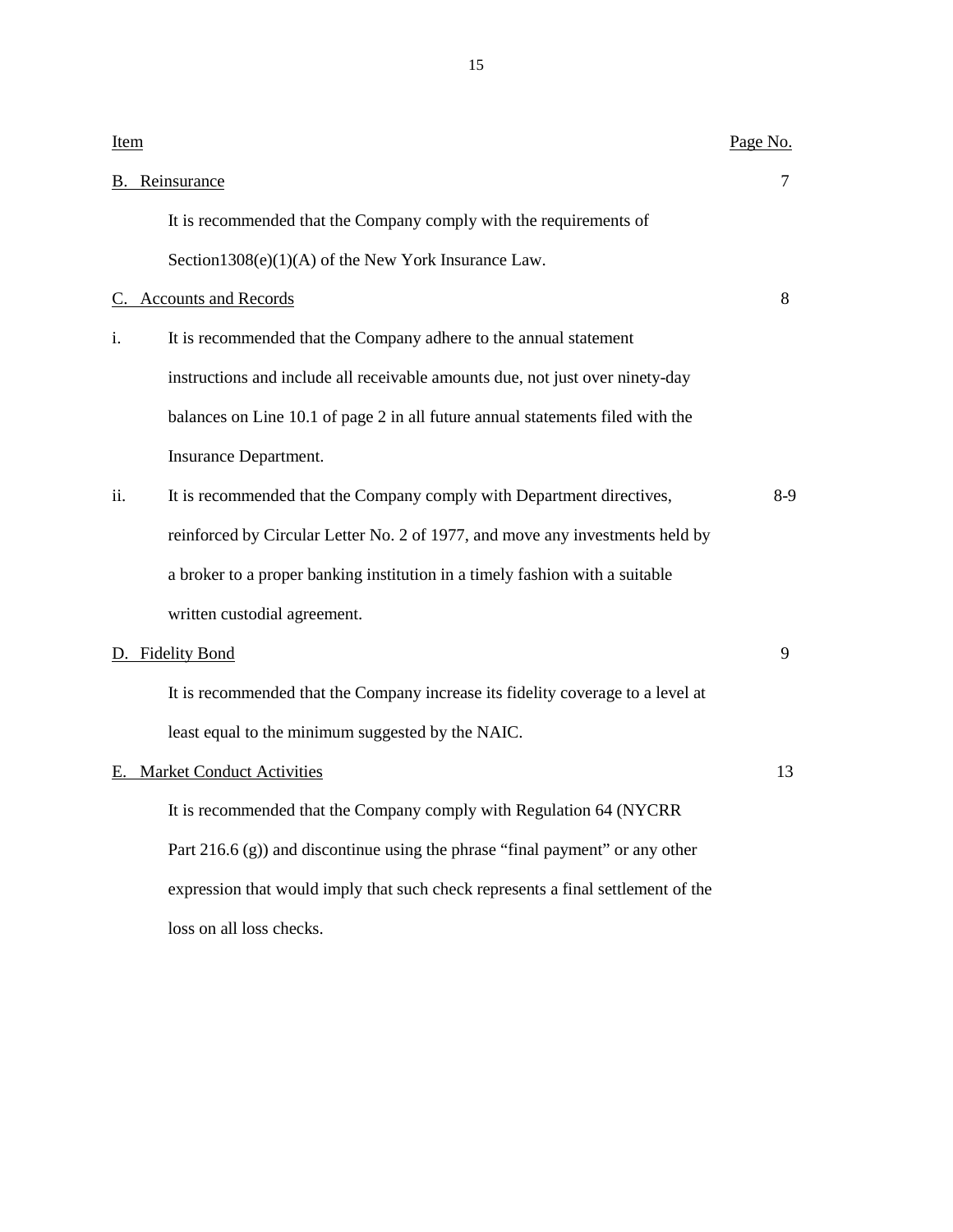| Item | Page No. |
|---|---|
| B. Reinsurance | 7 |
| It is recommended that the Company comply with the requirements of Section1308(e)(1)(A) of the New York Insurance Law. | |
| C. Accounts and Records | 8 |
| i. It is recommended that the Company adhere to the annual statement instructions and include all receivable amounts due, not just over ninety-day balances on Line 10.1 of page 2 in all future annual statements filed with the Insurance Department. | |
| ii. It is recommended that the Company comply with Department directives, reinforced by Circular Letter No. 2 of 1977, and move any investments held by a broker to a proper banking institution in a timely fashion with a suitable written custodial agreement. | 8-9 |
| D. Fidelity Bond | 9 |
| It is recommended that the Company increase its fidelity coverage to a level at least equal to the minimum suggested by the NAIC. | |
| E. Market Conduct Activities | 13 |
| It is recommended that the Company comply with Regulation 64 (NYCRR Part 216.6 (g)) and discontinue using the phrase "final payment" or any other expression that would imply that such check represents a final settlement of the loss on all loss checks. | |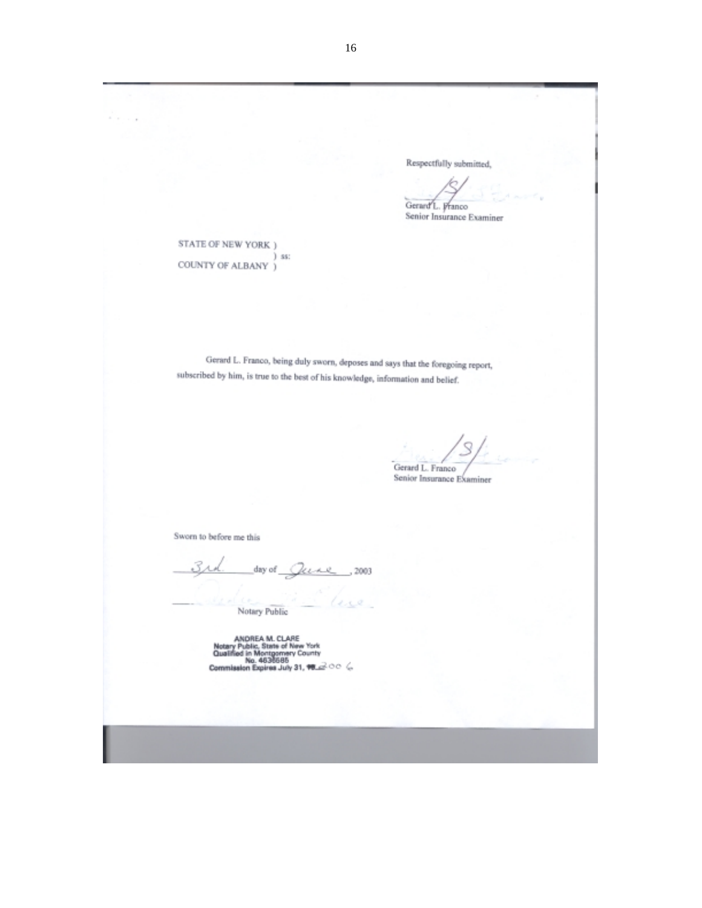Respectfully submitted,

/S/

Gerard L. Franco
Senior Insurance Examiner

STATE OF NEW YORK )
) ss:
COUNTY OF ALBANY )

Gerard L. Franco, being duly sworn, deposes and says that the foregoing report, subscribed by him, is true to the best of his knowledge, information and belief.

/S/

Gerard L. Franco
Senior Insurance Examiner

Sworn to before me this

3rd day of June, 2003

Notary Public

ANDREA M. CLARE
Notary Public, State of New York
Qualified in Montgomery County
No. 4638685
Commission Expires July 31, 2006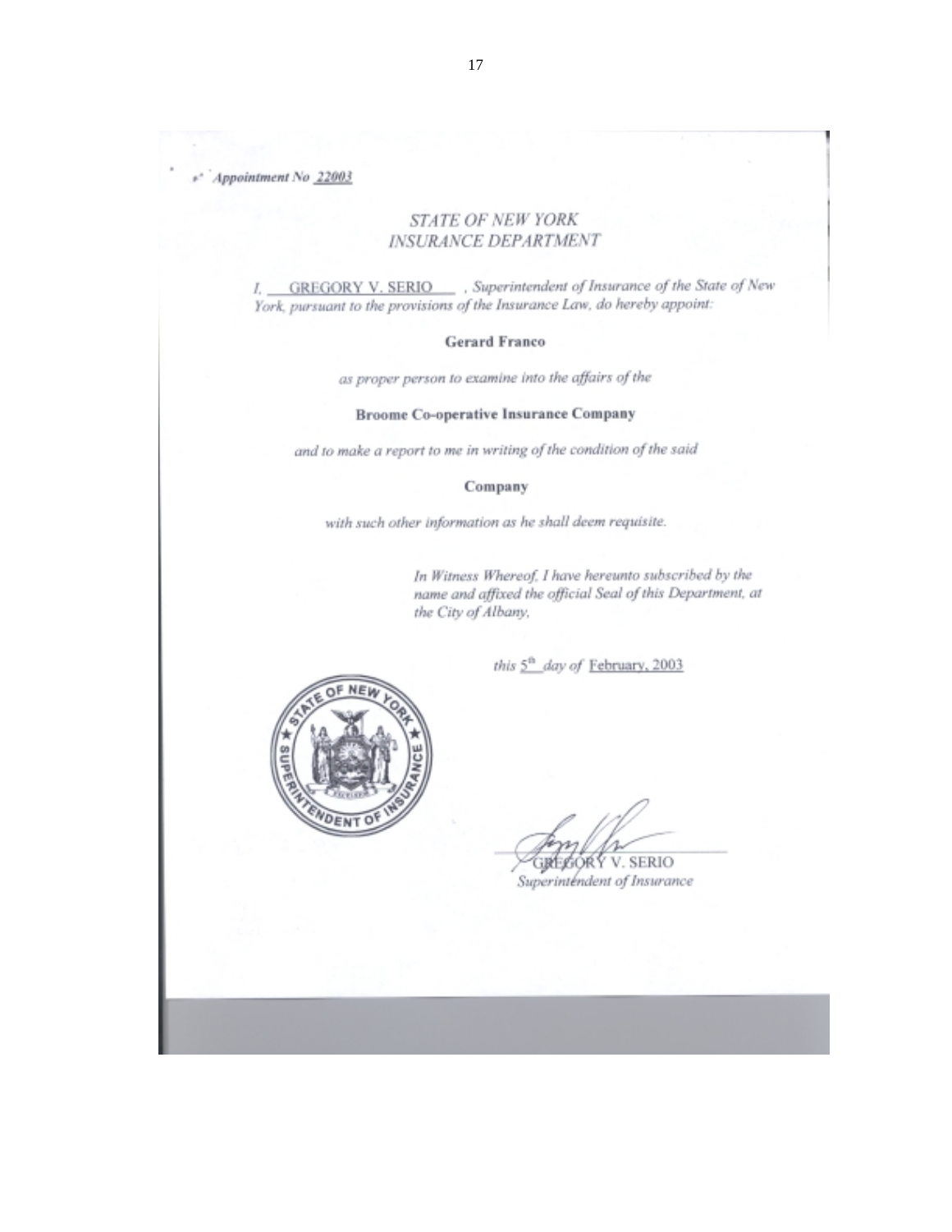*Appointment No 22003*

*STATE OF NEW YORK*
*INSURANCE DEPARTMENT*

*I,* GREGORY V. SERIO *, Superintendent of Insurance of the State of New York, pursuant to the provisions of the Insurance Law, do hereby appoint:*

**Gerard Franco**

*as proper person to examine into the affairs of the*

**Broome Co-operative Insurance Company**

*and to make a report to me in writing of the condition of the said*

**Company**

*with such other information as he shall deem requisite.*

*In Witness Whereof, I have hereunto subscribed by the name and affixed the official Seal of this Department, at the City of Albany,*

*this 5th day of* February, 2003

GREGORY V. SERIO
*Superintendent of Insurance*